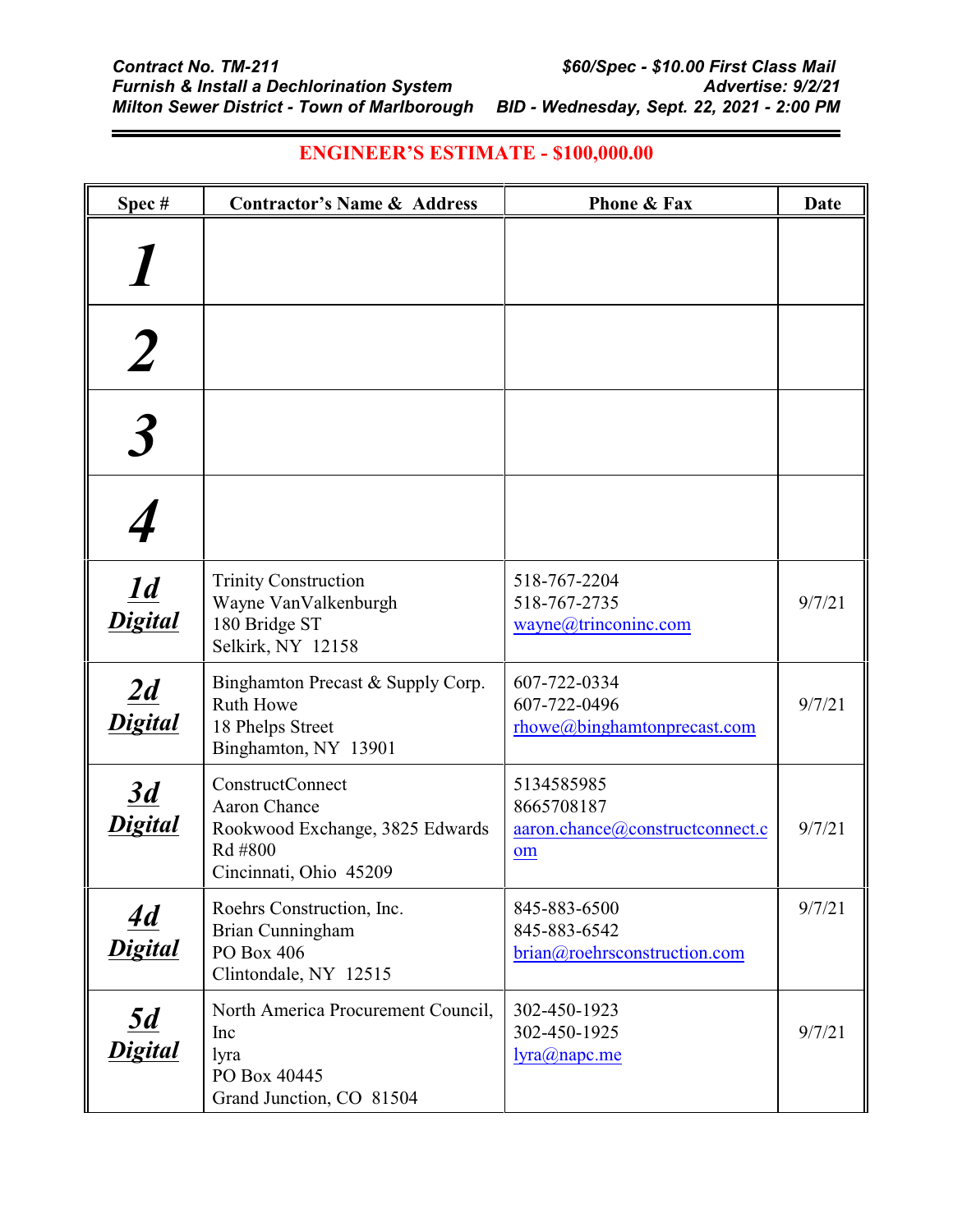**Contract No. TM-211** | **$60/Spec - $10.00 First Class Mail**
**Furnish & Install a Dechlorination System** | **Advertise: 9/2/21**
**Milton Sewer District - Town of Marlborough** | **BID - Wednesday, Sept. 22, 2021 - 2:00 PM**

**ENGINEER'S ESTIMATE - $100,000.00**

| Spec # | Contractor's Name & Address | Phone & Fax | Date |
|---|---|---|---|
| **1** | | | |
| **2** | | | |
| **3** | | | |
| **4** | | | |
| **1d Digital** | Trinity Construction<br>Wayne VanValkenburgh<br>180 Bridge ST<br>Selkirk, NY 12158 | 518-767-2204<br>518-767-2735<br>wayne@trinconinc.com | 9/7/21 |
| **2d Digital** | Binghamton Precast & Supply Corp.<br>Ruth Howe<br>18 Phelps Street<br>Binghamton, NY 13901 | 607-722-0334<br>607-722-0496<br>rhowe@binghamtonprecast.com | 9/7/21 |
| **3d Digital** | ConstructConnect<br>Aaron Chance<br>Rookwood Exchange, 3825 Edwards Rd #800<br>Cincinnati, Ohio 45209 | 5134585985<br>8665708187<br>aaron.chance@constructconnect.com | 9/7/21 |
| **4d Digital** | Roehrs Construction, Inc.<br>Brian Cunningham<br>PO Box 406<br>Clintondale, NY 12515 | 845-883-6500<br>845-883-6542<br>brian@roehrsconstruction.com | 9/7/21 |
| **5d Digital** | North America Procurement Council, Inc<br>lyra<br>PO Box 40445<br>Grand Junction, CO 81504 | 302-450-1923<br>302-450-1925<br>lyra@napc.me | 9/7/21 |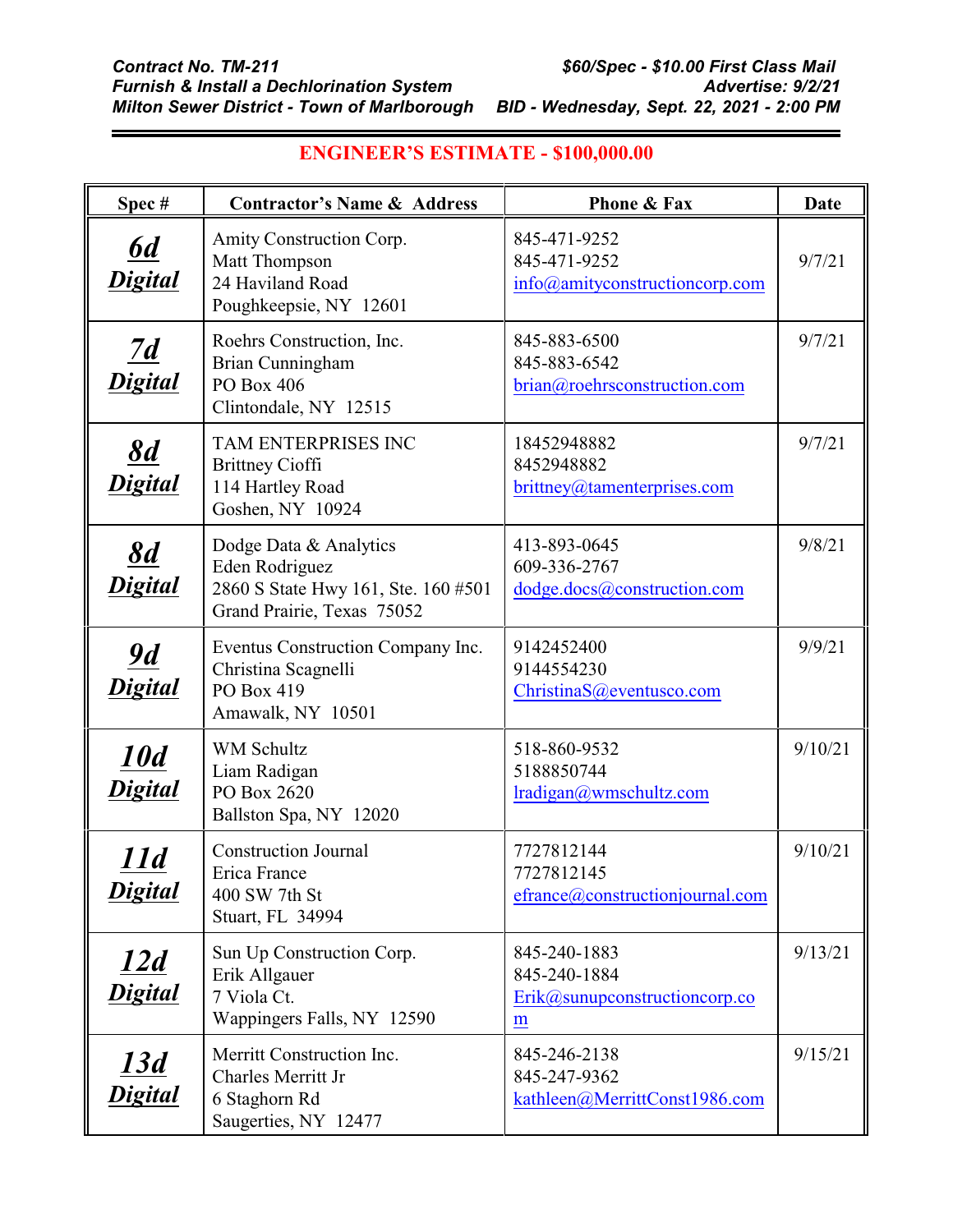**_Contract No. TM-211_** **_$60/Spec - $10.00 First Class Mail_**
**_Furnish & Install a Dechlorination System_** **_Advertise: 9/2/21_**
**_Milton Sewer District - Town of Marlborough_** **_BID - Wednesday, Sept. 22, 2021 - 2:00 PM_**

**ENGINEER'S ESTIMATE - $100,000.00**

| Spec # | Contractor's Name & Address | Phone & Fax | Date |
|---|---|---|---|
| **_6d Digital_** | Amity Construction Corp.<br>Matt Thompson<br>24 Haviland Road<br>Poughkeepsie, NY 12601 | 845-471-9252<br>845-471-9252<br>info@amityconstructioncorp.com | 9/7/21 |
| **_7d Digital_** | Roehrs Construction, Inc.<br>Brian Cunningham<br>PO Box 406<br>Clintondale, NY 12515 | 845-883-6500<br>845-883-6542<br>brian@roehrsconstruction.com | 9/7/21 |
| **_8d Digital_** | TAM ENTERPRISES INC<br>Brittney Cioffi<br>114 Hartley Road<br>Goshen, NY 10924 | 18452948882<br>8452948882<br>brittney@tamenterprises.com | 9/7/21 |
| **_8d Digital_** | Dodge Data & Analytics<br>Eden Rodriguez<br>2860 S State Hwy 161, Ste. 160 #501<br>Grand Prairie, Texas 75052 | 413-893-0645<br>609-336-2767<br>dodge.docs@construction.com | 9/8/21 |
| **_9d Digital_** | Eventus Construction Company Inc.<br>Christina Scagnelli<br>PO Box 419<br>Amawalk, NY 10501 | 9142452400<br>9144554230<br>ChristinaS@eventusco.com | 9/9/21 |
| **_10d Digital_** | WM Schultz<br>Liam Radigan<br>PO Box 2620<br>Ballston Spa, NY 12020 | 518-860-9532<br>5188850744<br>lradigan@wmschultz.com | 9/10/21 |
| **_11d Digital_** | Construction Journal<br>Erica France<br>400 SW 7th St<br>Stuart, FL 34994 | 7727812144<br>7727812145<br>efrance@constructionjournal.com | 9/10/21 |
| **_12d Digital_** | Sun Up Construction Corp.<br>Erik Allgauer<br>7 Viola Ct.<br>Wappingers Falls, NY 12590 | 845-240-1883<br>845-240-1884<br>Erik@sunupconstructioncorp.com | 9/13/21 |
| **_13d Digital_** | Merritt Construction Inc.<br>Charles Merritt Jr<br>6 Staghorn Rd<br>Saugerties, NY 12477 | 845-246-2138<br>845-247-9362<br>kathleen@MerrittConst1986.com | 9/15/21 |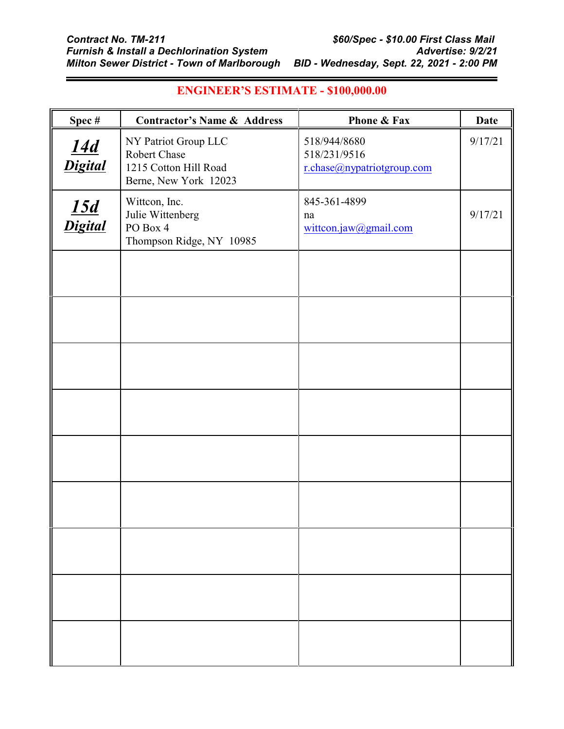**Contract No. TM-211**
**Furnish & Install a Dechlorination System**
**Milton Sewer District - Town of Marlborough**

**$60/Spec - $10.00 First Class Mail**
**Advertise: 9/2/21**
**BID - Wednesday, Sept. 22, 2021 - 2:00 PM**

## ENGINEER'S ESTIMATE - $100,000.00

| Spec # | Contractor's Name & Address | Phone & Fax | Date |
|---|---|---|---|
| **14d Digital** | NY Patriot Group LLC<br>Robert Chase<br>1215 Cotton Hill Road<br>Berne, New York 12023 | 518/944/8680<br>518/231/9516<br>r.chase@nypatriotgroup.com | 9/17/21 |
| **15d Digital** | Wittcon, Inc.<br>Julie Wittenberg<br>PO Box 4<br>Thompson Ridge, NY 10985 | 845-361-4899<br>na<br>wittcon.jaw@gmail.com | 9/17/21 |
| | | | |
| | | | |
| | | | |
| | | | |
| | | | |
| | | | |
| | | | |
| | | | |
| | | | |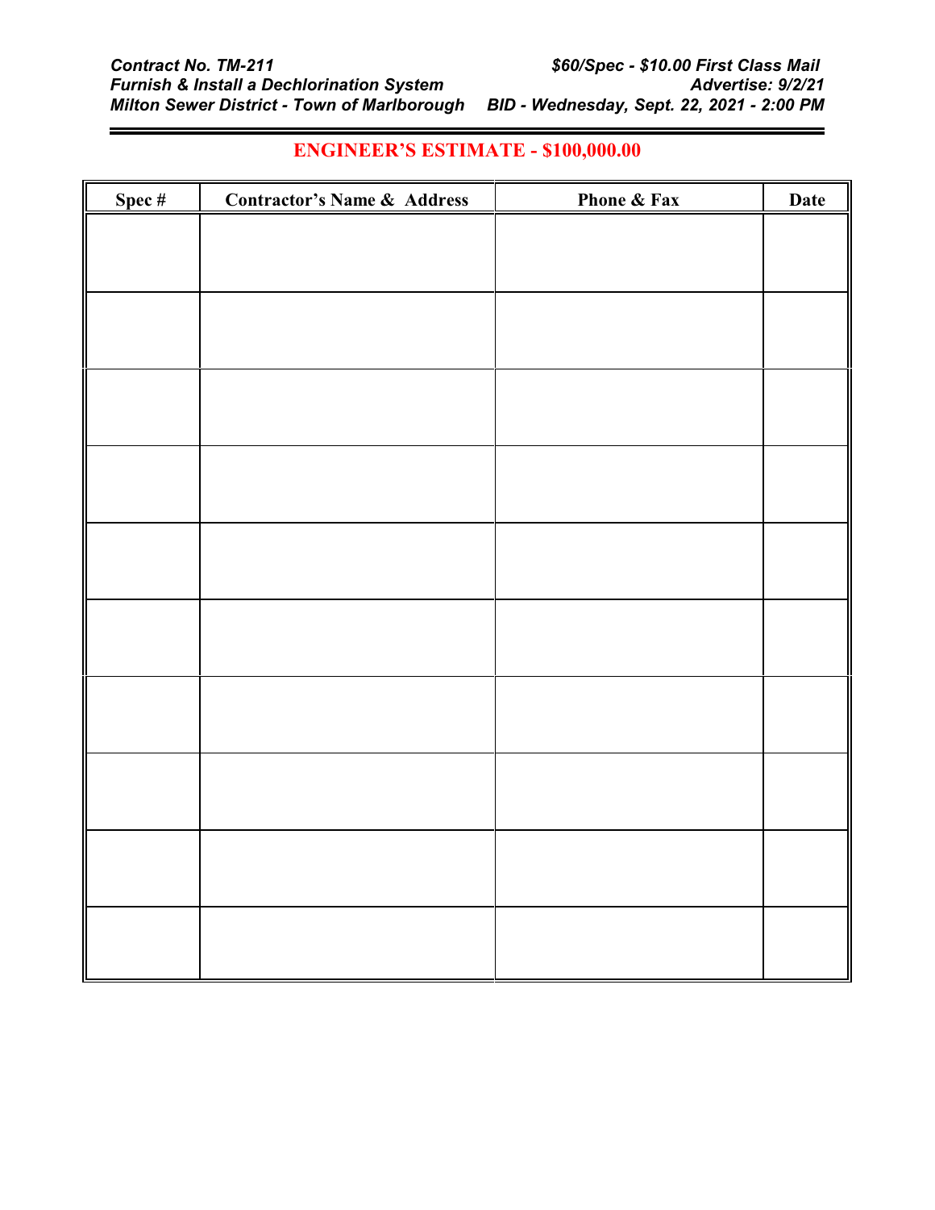*Contract No. TM-211* | *$60/Spec - $10.00 First Class Mail*
*Furnish & Install a Dechlorination System* | *Advertise: 9/2/21*
*Milton Sewer District - Town of Marlborough* | *BID - Wednesday, Sept. 22, 2021 - 2:00 PM*

**ENGINEER'S ESTIMATE - $100,000.00**

| Spec # | Contractor's Name & Address | Phone & Fax | Date |
|---|---|---|---|
| | | | |
| | | | |
| | | | |
| | | | |
| | | | |
| | | | |
| | | | |
| | | | |
| | | | |
| | | | |